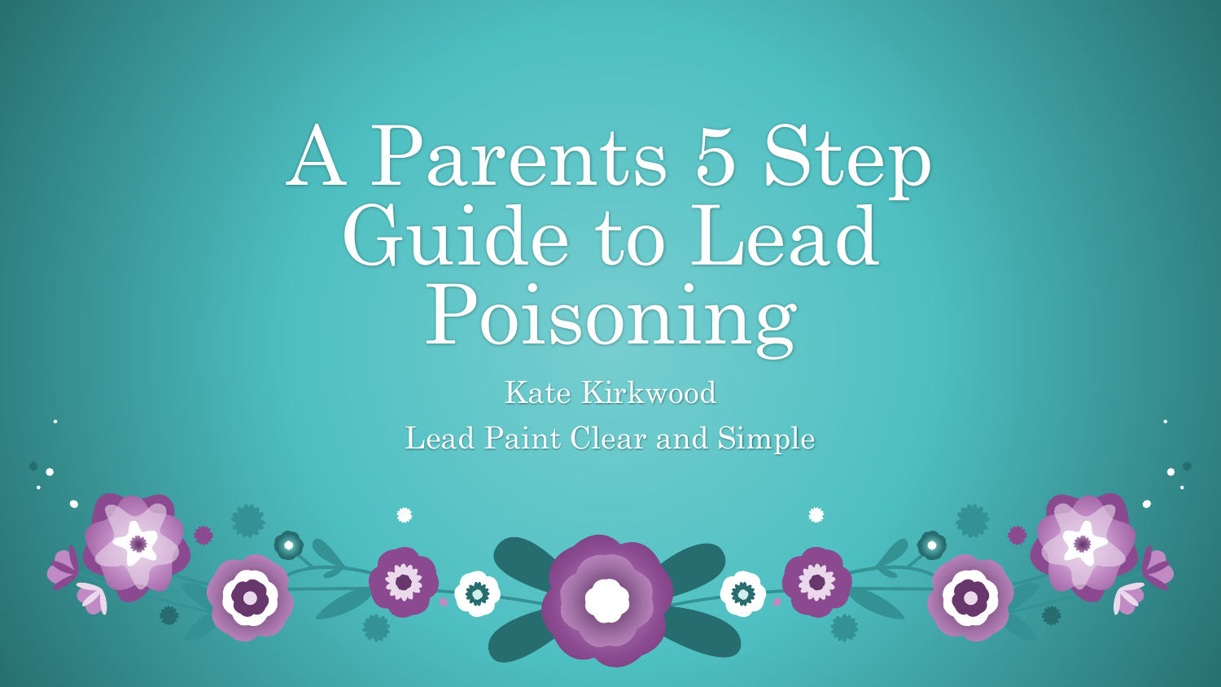# A Parents 5 Step Guide to Lead Poisoning

Kate Kirkwood

Lead Paint Clear and Simple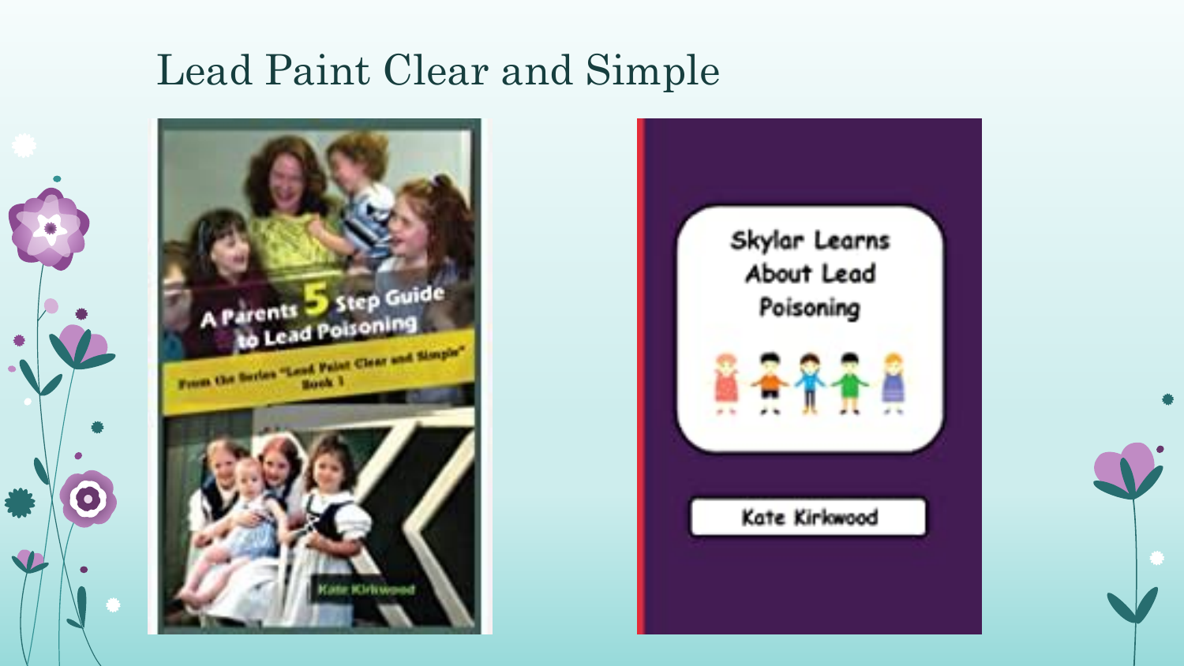# Lead Paint Clear and Simple

A Parents 5 Step Guide to Lead Poisoning

From the Series "Lead Paint Clear and Simple" Book 1

Kate Kirkwood

Skylar Learns About Lead Poisoning

Kate Kirkwood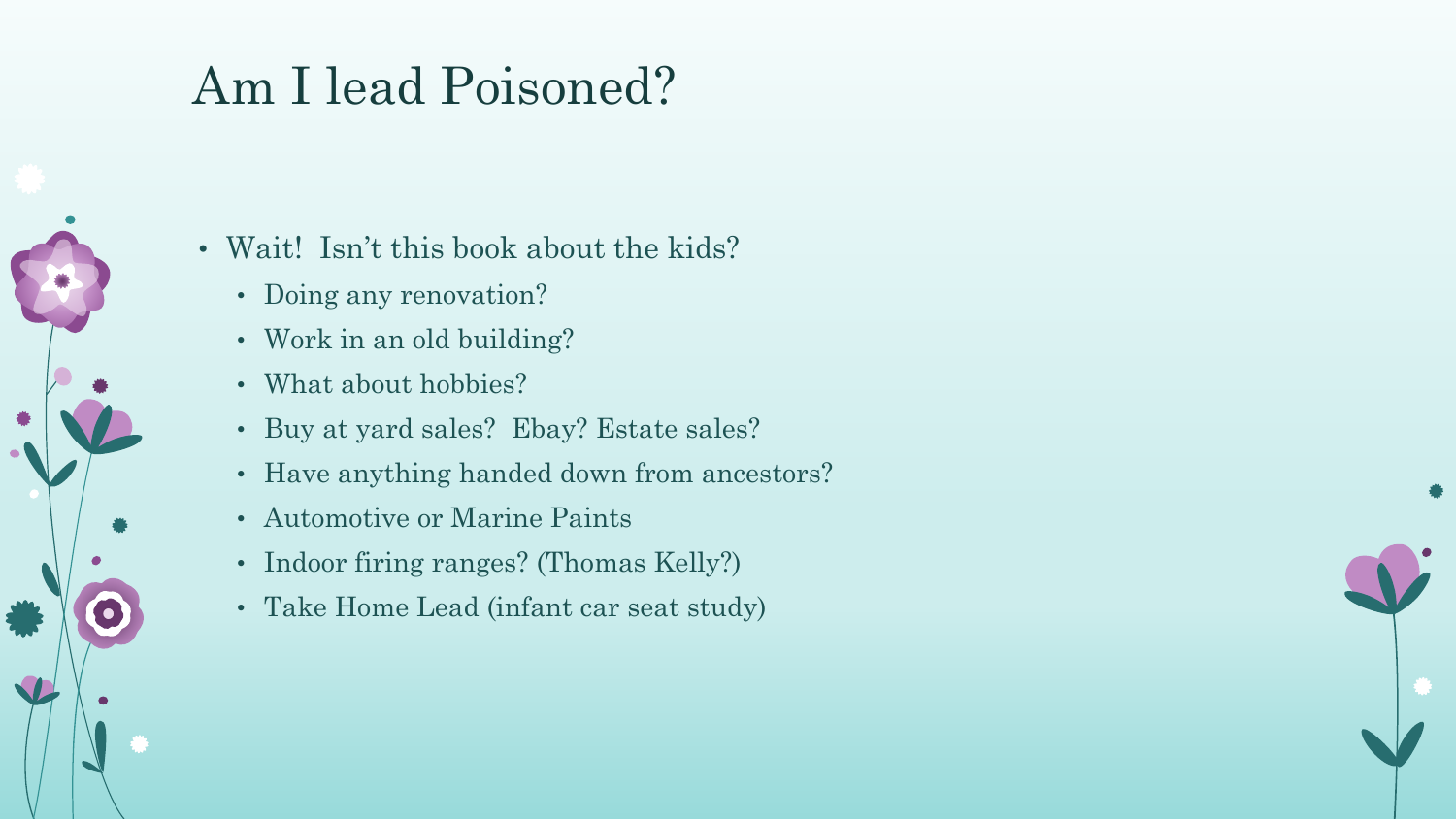# Am I lead Poisoned?

- Wait!  Isn't this book about the kids?
  - Doing any renovation?
  - Work in an old building?
  - What about hobbies?
  - Buy at yard sales?  Ebay? Estate sales?
  - Have anything handed down from ancestors?
  - Automotive or Marine Paints
  - Indoor firing ranges? (Thomas Kelly?)
  - Take Home Lead (infant car seat study)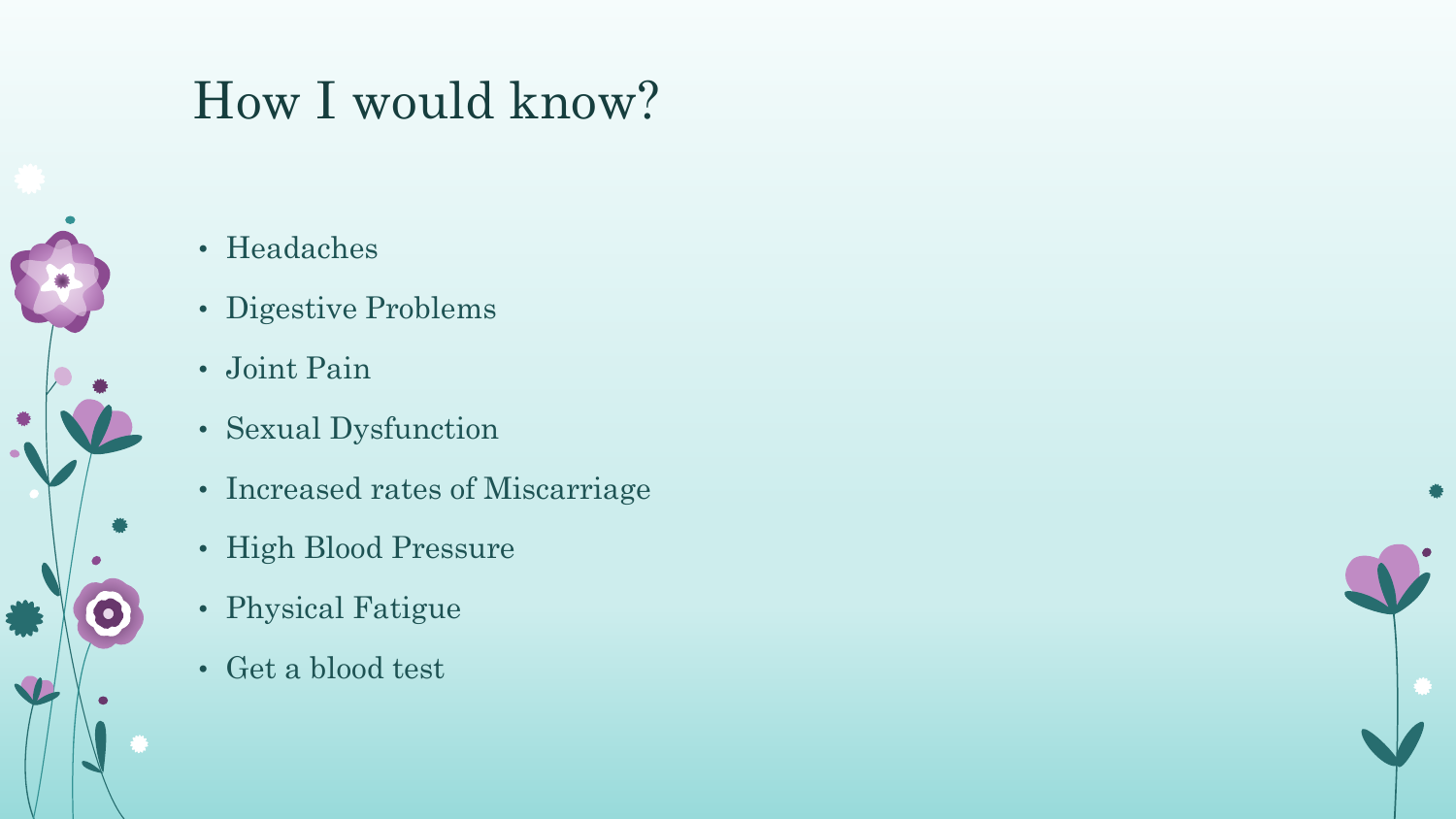# How I would know?

- Headaches
- Digestive Problems
- Joint Pain
- Sexual Dysfunction
- Increased rates of Miscarriage
- High Blood Pressure
- Physical Fatigue
- Get a blood test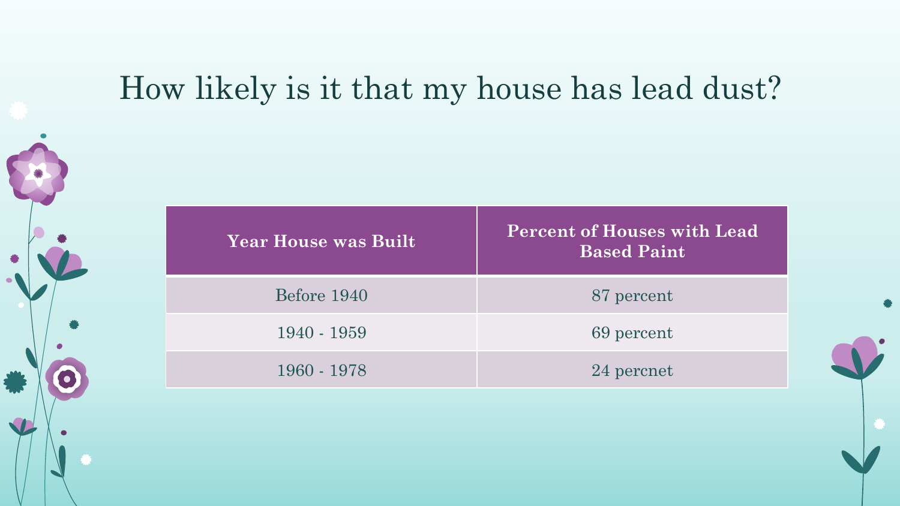# How likely is it that my house has lead dust?

| Year House was Built | Percent of Houses with Lead Based Paint |
|---|---|
| Before 1940 | 87 percent |
| 1940 - 1959 | 69 percent |
| 1960 - 1978 | 24 percnet |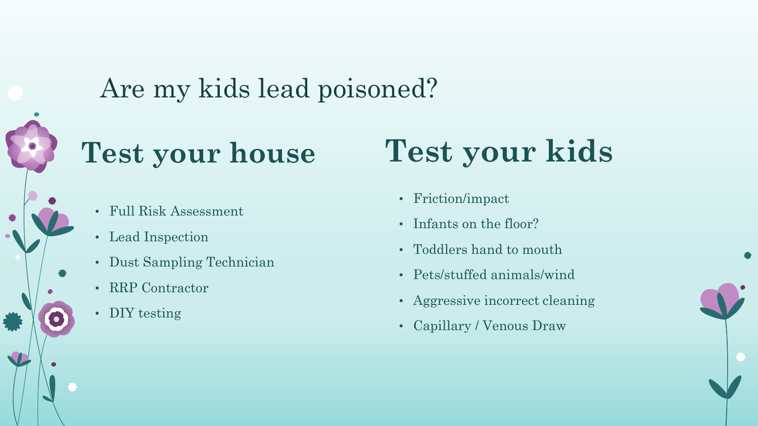# Are my kids lead poisoned?

## Test your house

- Full Risk Assessment
- Lead Inspection
- Dust Sampling Technician
- RRP Contractor
- DIY testing

## Test your kids

- Friction/impact
- Infants on the floor?
- Toddlers hand to mouth
- Pets/stuffed animals/wind
- Aggressive incorrect cleaning
- Capillary / Venous Draw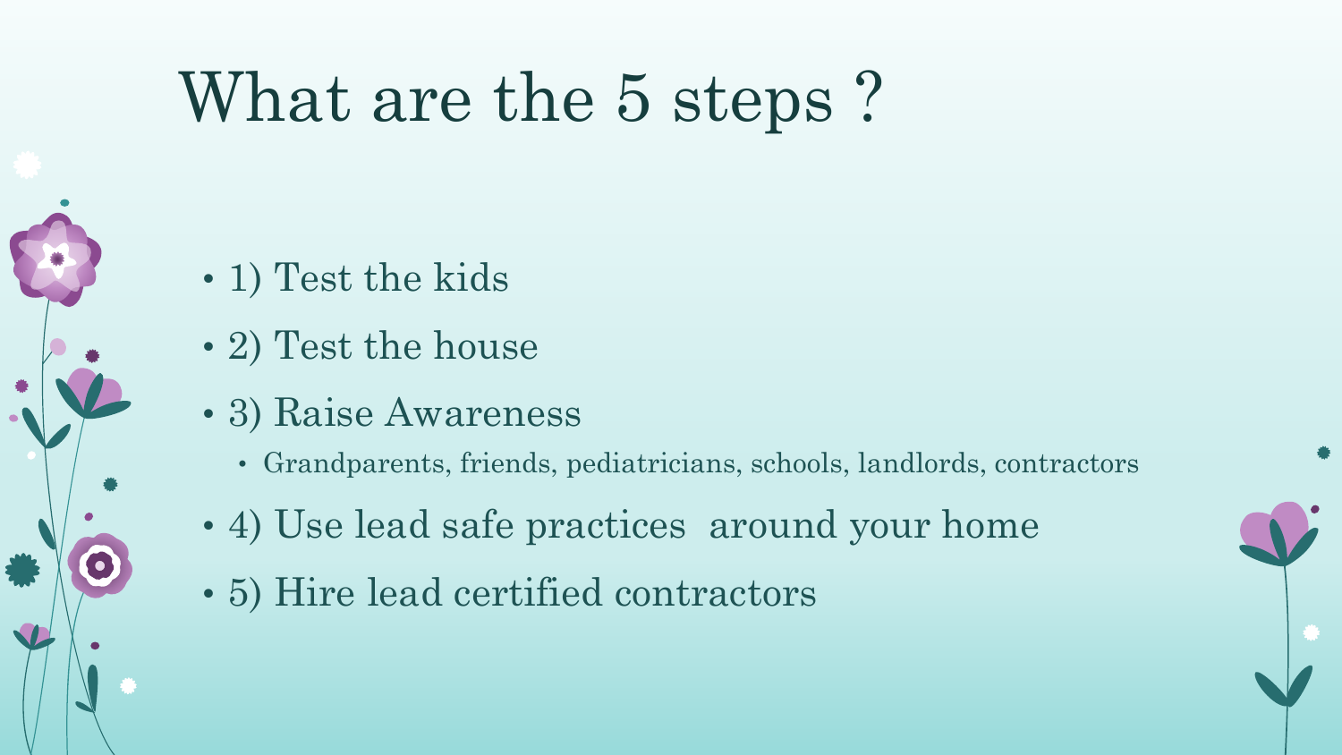# What are the 5 steps ?

- 1) Test the kids
- 2) Test the house
- 3) Raise Awareness
  - Grandparents, friends, pediatricians, schools, landlords, contractors
- 4) Use lead safe practices  around your home
- 5) Hire lead certified contractors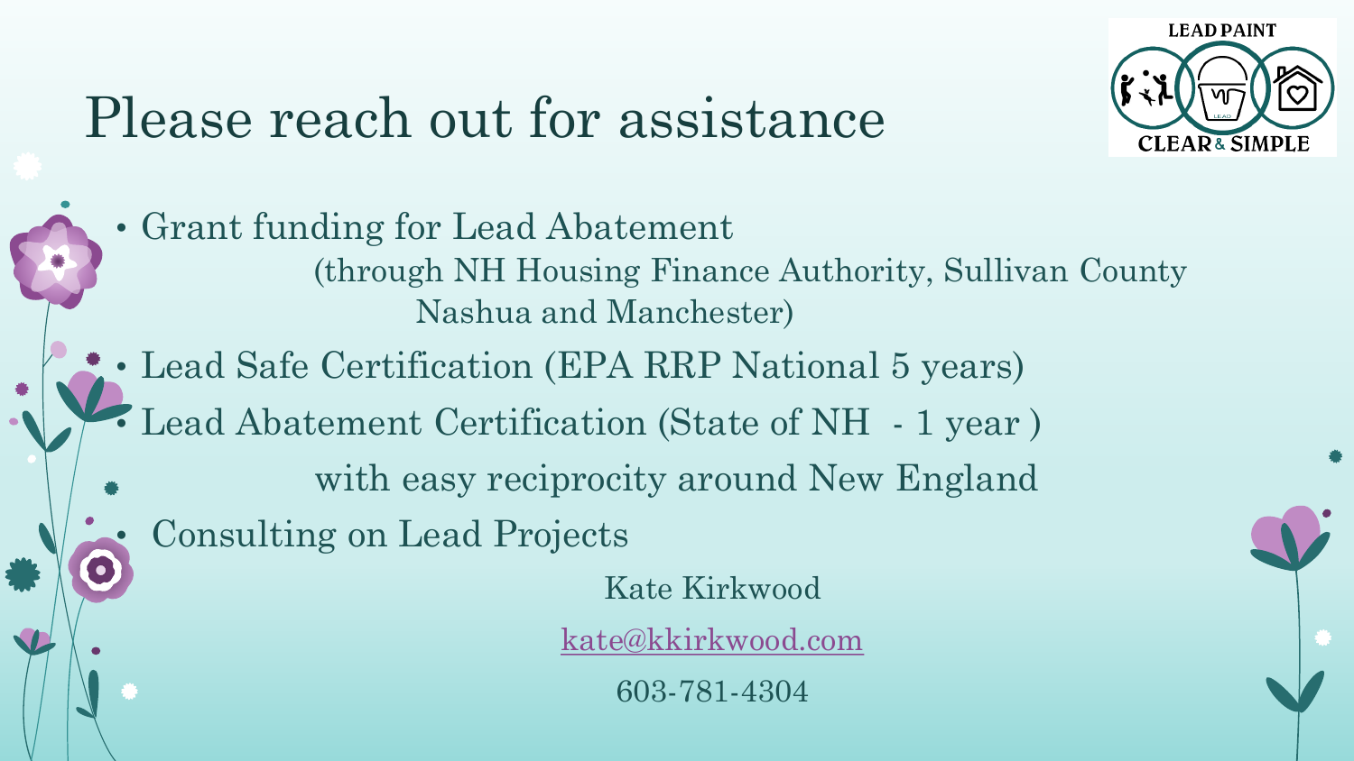# Please reach out for assistance

- Grant funding for Lead Abatement
  (through NH Housing Finance Authority, Sullivan County Nashua and Manchester)
- Lead Safe Certification (EPA RRP National 5 years)
- Lead Abatement Certification (State of NH - 1 year )
  with easy reciprocity around New England
- Consulting on Lead Projects

Kate Kirkwood

kate@kkirkwood.com

603-781-4304